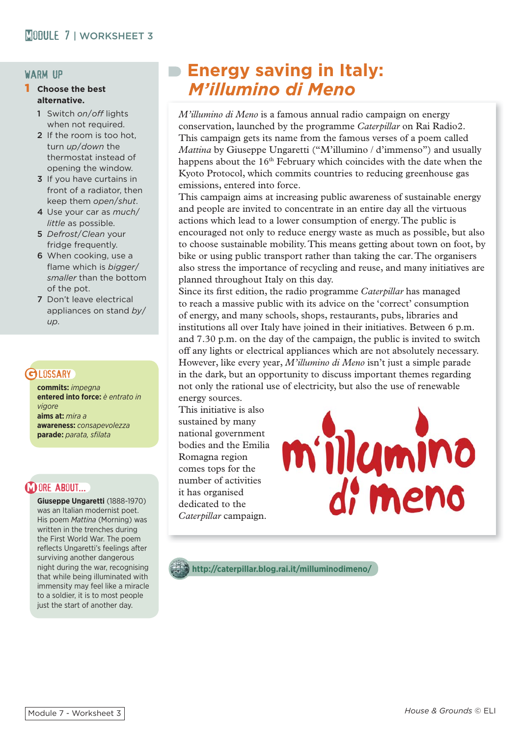## WARM UP

**1 Choose the best alternative.**

1. Switch *on/off* lights when not required.
2. If the room is too hot, turn *up/down* the thermostat instead of opening the window.
3. If you have curtains in front of a radiator, then keep them *open/shut*.
4. Use your car as *much/little* as possible.
5. *Defrost/Clean* your fridge frequently.
6. When cooking, use a flame which is *bigger/smaller* than the bottom of the pot.
7. Don't leave electrical appliances on stand *by/up*.

# Energy saving in Italy: *M'illumino di Meno*

*M'illumino di Meno* is a famous annual radio campaign on energy conservation, launched by the programme *Caterpillar* on Rai Radio2. This campaign gets its name from the famous verses of a poem called *Mattina* by Giuseppe Ungaretti ("M'illumino / d'immenso") and usually happens about the 16th February which coincides with the date when the Kyoto Protocol, which commits countries to reducing greenhouse gas emissions, entered into force.

This campaign aims at increasing public awareness of sustainable energy and people are invited to concentrate in an entire day all the virtuous actions which lead to a lower consumption of energy. The public is encouraged not only to reduce energy waste as much as possible, but also to choose sustainable mobility. This means getting about town on foot, by bike or using public transport rather than taking the car. The organisers also stress the importance of recycling and reuse, and many initiatives are planned throughout Italy on this day.

Since its first edition, the radio programme *Caterpillar* has managed to reach a massive public with its advice on the 'correct' consumption of energy, and many schools, shops, restaurants, pubs, libraries and institutions all over Italy have joined in their initiatives. Between 6 p.m. and 7.30 p.m. on the day of the campaign, the public is invited to switch off any lights or electrical appliances which are not absolutely necessary. However, like every year, *M'illumino di Meno* isn't just a simple parade in the dark, but an opportunity to discuss important themes regarding not only the rational use of electricity, but also the use of renewable energy sources.

This initiative is also sustained by many national government bodies and the Emilia Romagna region comes tops for the number of activities it has organised dedicated to the *Caterpillar* campaign.

m'illumino di meno

http://caterpillar.blog.rai.it/milluminodimeno/

## GLOSSARY

**commits:** *impegna*
**entered into force:** *è entrato in vigore*
**aims at:** *mira a*
**awareness:** *consapevolezza*
**parade:** *parata, sfilata*

## MORE ABOUT...

**Giuseppe Ungaretti** (1888-1970) was an Italian modernist poet. His poem *Mattina* (Morning) was written in the trenches during the First World War. The poem reflects Ungaretti's feelings after surviving another dangerous night during the war, recognising that while being illuminated with immensity may feel like a miracle to a soldier, it is to most people just the start of another day.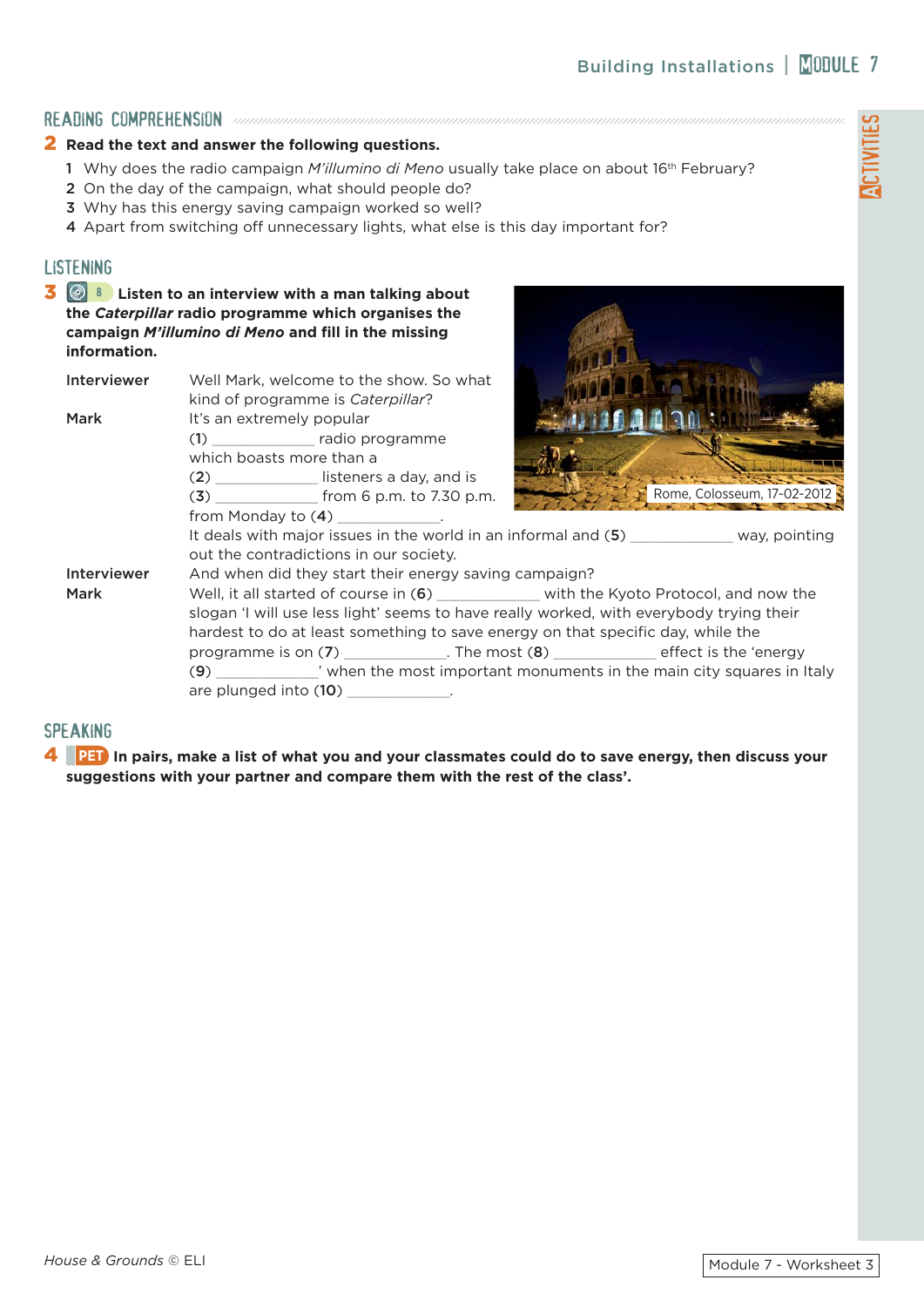## READING COMPREHENSION

**2 Read the text and answer the following questions.**

1. Why does the radio campaign *M'illumino di Meno* usually take place on about 16th February?
2. On the day of the campaign, what should people do?
3. Why has this energy saving campaign worked so well?
4. Apart from switching off unnecessary lights, what else is this day important for?

## LISTENING

**3 8 Listen to an interview with a man talking about the *Caterpillar* radio programme which organises the campaign *M'illumino di Meno* and fill in the missing information.**

Rome, Colosseum, 17-02-2012

| | |
|---|---|
| **Interviewer** | Well Mark, welcome to the show. So what kind of programme is *Caterpillar*? |
| **Mark** | It's an extremely popular (**1**) ____________ radio programme which boasts more than a (**2**) ____________ listeners a day, and is (**3**) ____________ from 6 p.m. to 7.30 p.m. from Monday to (**4**) ____________. It deals with major issues in the world in an informal and (**5**) ____________ way, pointing out the contradictions in our society. |
| **Interviewer** | And when did they start their energy saving campaign? |
| **Mark** | Well, it all started of course in (**6**) ____________ with the Kyoto Protocol, and now the slogan 'I will use less light' seems to have really worked, with everybody trying their hardest to do at least something to save energy on that specific day, while the programme is on (**7**) ____________. The most (**8**) ____________ effect is the 'energy (**9**) ____________' when the most important monuments in the main city squares in Italy are plunged into (**10**) ____________. |

## SPEAKING

**4 PET In pairs, make a list of what you and your classmates could do to save energy, then discuss your suggestions with your partner and compare them with the rest of the class'.**